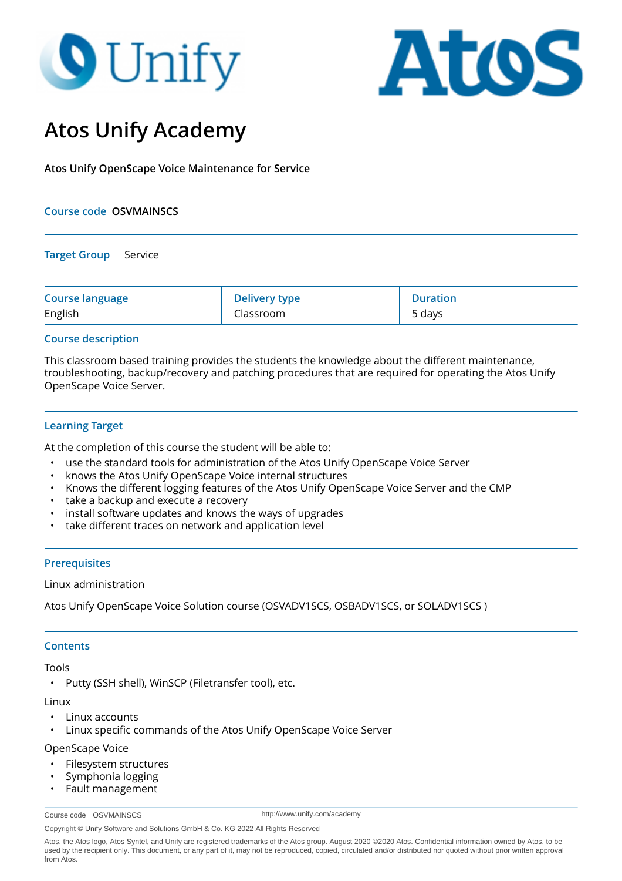# Atos Unify Academy

**Atos Unify OpenScape Voice Maintenance for Service**

**Course code** OSVMAINSCS

**Target Group** Service

| Course language | Delivery type | Duration |
|---|---|---|
| English | Classroom | 5 days |

## Course description

This classroom based training provides the students the knowledge about the different maintenance, troubleshooting, backup/recovery and patching procedures that are required for operating the Atos Unify OpenScape Voice Server.

## Learning Target

At the completion of this course the student will be able to:

- use the standard tools for administration of the Atos Unify OpenScape Voice Server
- knows the Atos Unify OpenScape Voice internal structures
- Knows the different logging features of the Atos Unify OpenScape Voice Server and the CMP
- take a backup and execute a recovery
- install software updates and knows the ways of upgrades
- take different traces on network and application level

## Prerequisites

Linux administration

Atos Unify OpenScape Voice Solution course (OSVADV1SCS, OSBADV1SCS, or SOLADV1SCS )

## Contents

Tools

- Putty (SSH shell), WinSCP (Filetransfer tool), etc.

Linux

- Linux accounts
- Linux specific commands of the Atos Unify OpenScape Voice Server

OpenScape Voice

- Filesystem structures
- Symphonia logging
- Fault management

Course code OSVMAINSCS

http://www.unify.com/academy

Copyright © Unify Software and Solutions GmbH & Co. KG 2022 All Rights Reserved

Atos, the Atos logo, Atos Syntel, and Unify are registered trademarks of the Atos group. August 2020 ©2020 Atos. Confidential information owned by Atos, to be used by the recipient only. This document, or any part of it, may not be reproduced, copied, circulated and/or distributed nor quoted without prior written approval from Atos.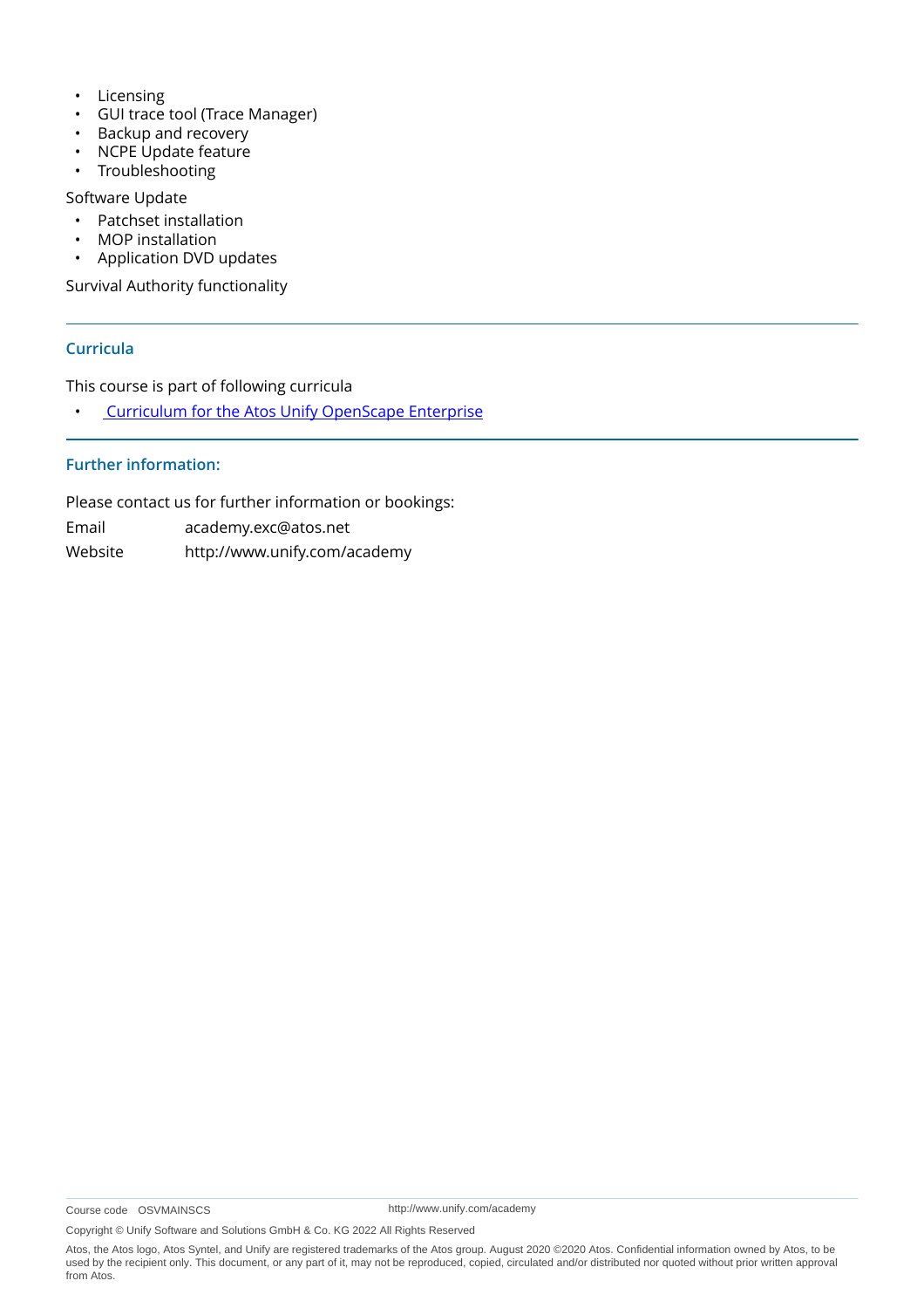- Licensing
- GUI trace tool (Trace Manager)
- Backup and recovery
- NCPE Update feature
- Troubleshooting

Software Update

- Patchset installation
- MOP installation
- Application DVD updates

Survival Authority functionality

## Curricula

This course is part of following curricula

- Curriculum for the Atos Unify OpenScape Enterprise

## Further information:

Please contact us for further information or bookings:

| | |
|---|---|
| Email | academy.exc@atos.net |
| Website | http://www.unify.com/academy |

Course code OSVMAINSCS

http://www.unify.com/academy

Copyright © Unify Software and Solutions GmbH & Co. KG 2022 All Rights Reserved

Atos, the Atos logo, Atos Syntel, and Unify are registered trademarks of the Atos group. August 2020 ©2020 Atos. Confidential information owned by Atos, to be used by the recipient only. This document, or any part of it, may not be reproduced, copied, circulated and/or distributed nor quoted without prior written approval from Atos.